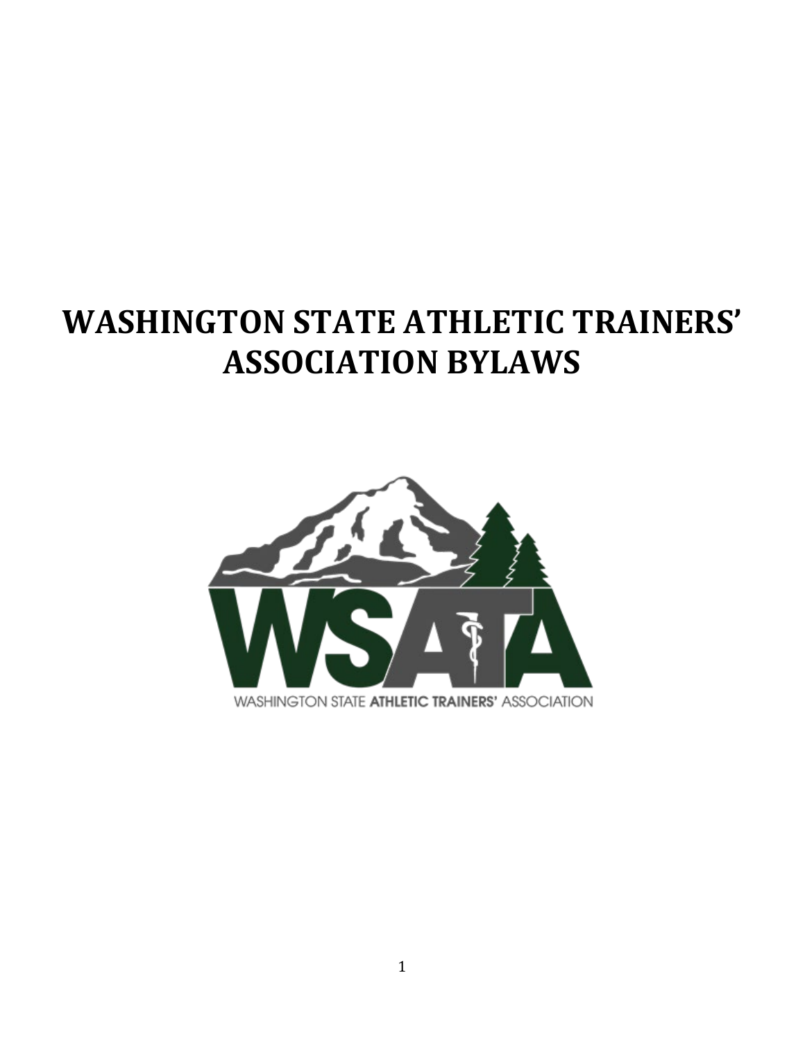# WASHINGTON STATE ATHLETIC TRAINERS' ASSOCIATION BYLAWS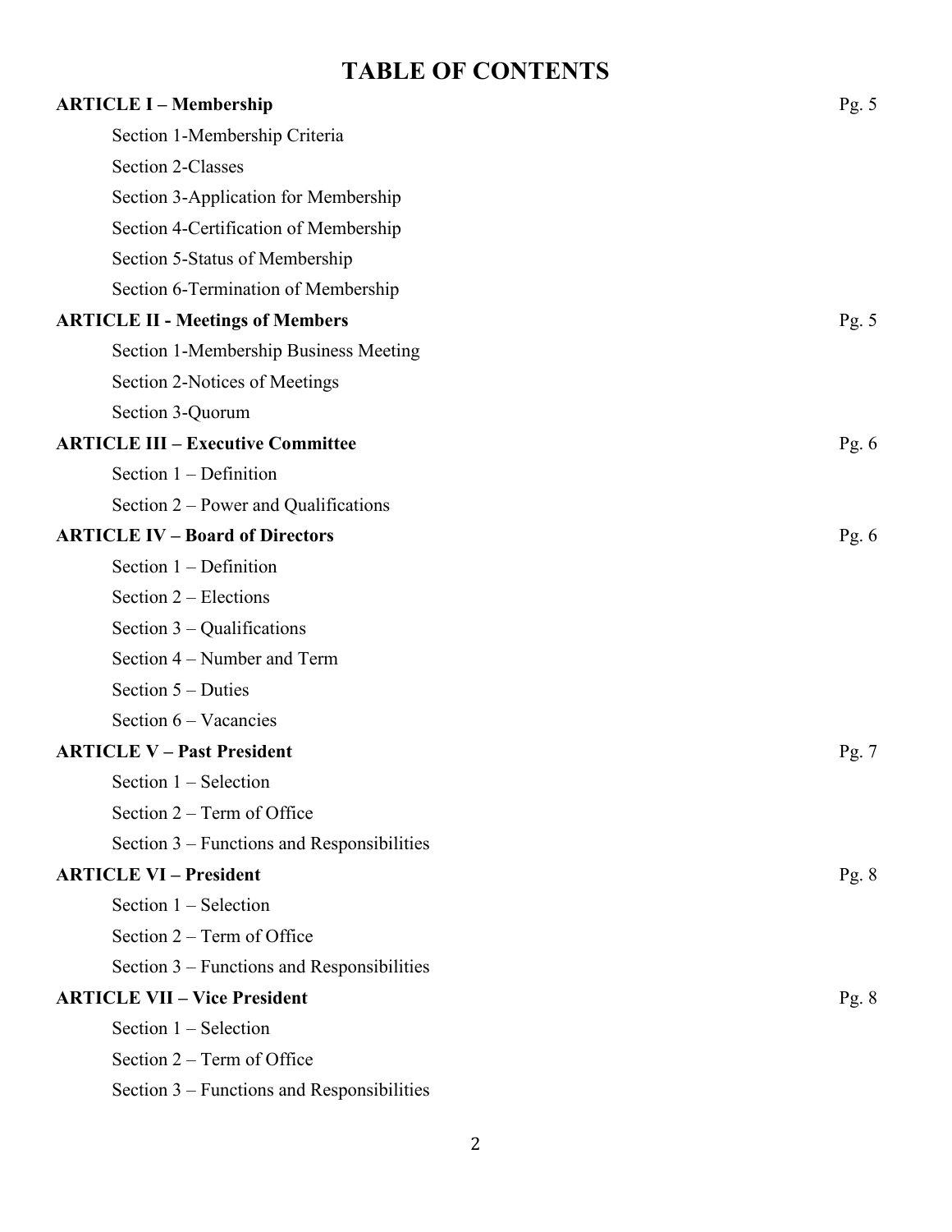# TABLE OF CONTENTS

**ARTICLE I – Membership** Pg. 5

- Section 1-Membership Criteria
- Section 2-Classes
- Section 3-Application for Membership
- Section 4-Certification of Membership
- Section 5-Status of Membership
- Section 6-Termination of Membership

**ARTICLE II - Meetings of Members** Pg. 5

- Section 1-Membership Business Meeting
- Section 2-Notices of Meetings
- Section 3-Quorum

**ARTICLE III – Executive Committee** Pg. 6

- Section 1 – Definition
- Section 2 – Power and Qualifications

**ARTICLE IV – Board of Directors** Pg. 6

- Section 1 – Definition
- Section 2 – Elections
- Section 3 – Qualifications
- Section 4 – Number and Term
- Section 5 – Duties
- Section 6 – Vacancies

**ARTICLE V – Past President** Pg. 7

- Section 1 – Selection
- Section 2 – Term of Office
- Section 3 – Functions and Responsibilities

**ARTICLE VI – President** Pg. 8

- Section 1 – Selection
- Section 2 – Term of Office
- Section 3 – Functions and Responsibilities

**ARTICLE VII – Vice President** Pg. 8

- Section 1 – Selection
- Section 2 – Term of Office
- Section 3 – Functions and Responsibilities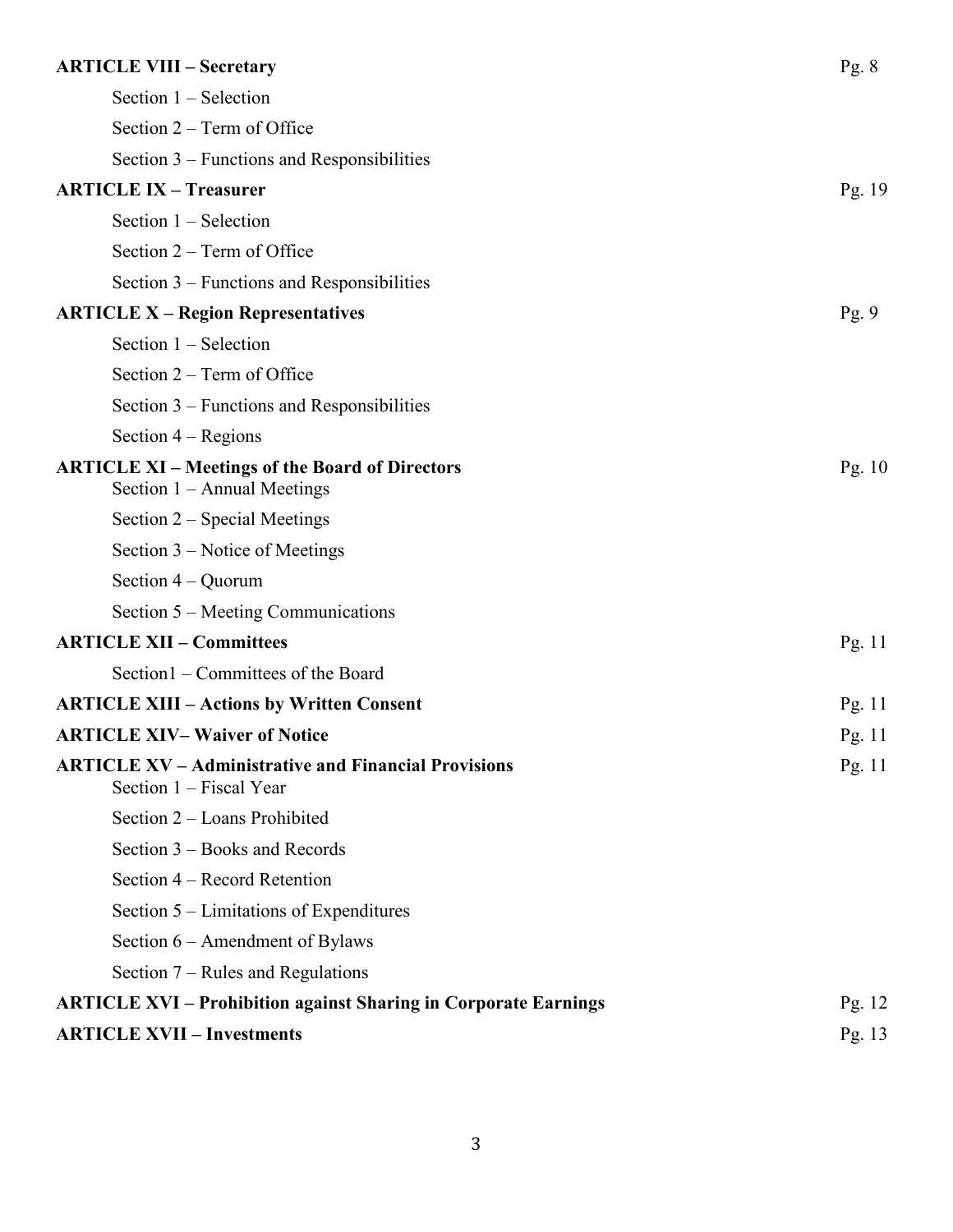| | |
|---|---|
| **ARTICLE VIII – Secretary** | Pg. 8 |
| Section 1 – Selection | |
| Section 2 – Term of Office | |
| Section 3 – Functions and Responsibilities | |
| **ARTICLE IX – Treasurer** | Pg. 19 |
| Section 1 – Selection | |
| Section 2 – Term of Office | |
| Section 3 – Functions and Responsibilities | |
| **ARTICLE X – Region Representatives** | Pg. 9 |
| Section 1 – Selection | |
| Section 2 – Term of Office | |
| Section 3 – Functions and Responsibilities | |
| Section 4 – Regions | |
| **ARTICLE XI – Meetings of the Board of Directors** | Pg. 10 |
| Section 1 – Annual Meetings | |
| Section 2 – Special Meetings | |
| Section 3 – Notice of Meetings | |
| Section 4 – Quorum | |
| Section 5 – Meeting Communications | |
| **ARTICLE XII – Committees** | Pg. 11 |
| Section1 – Committees of the Board | |
| **ARTICLE XIII – Actions by Written Consent** | Pg. 11 |
| **ARTICLE XIV– Waiver of Notice** | Pg. 11 |
| **ARTICLE XV – Administrative and Financial Provisions** | Pg. 11 |
| Section 1 – Fiscal Year | |
| Section 2 – Loans Prohibited | |
| Section 3 – Books and Records | |
| Section 4 – Record Retention | |
| Section 5 – Limitations of Expenditures | |
| Section 6 – Amendment of Bylaws | |
| Section 7 – Rules and Regulations | |
| **ARTICLE XVI – Prohibition against Sharing in Corporate Earnings** | Pg. 12 |
| **ARTICLE XVII – Investments** | Pg. 13 |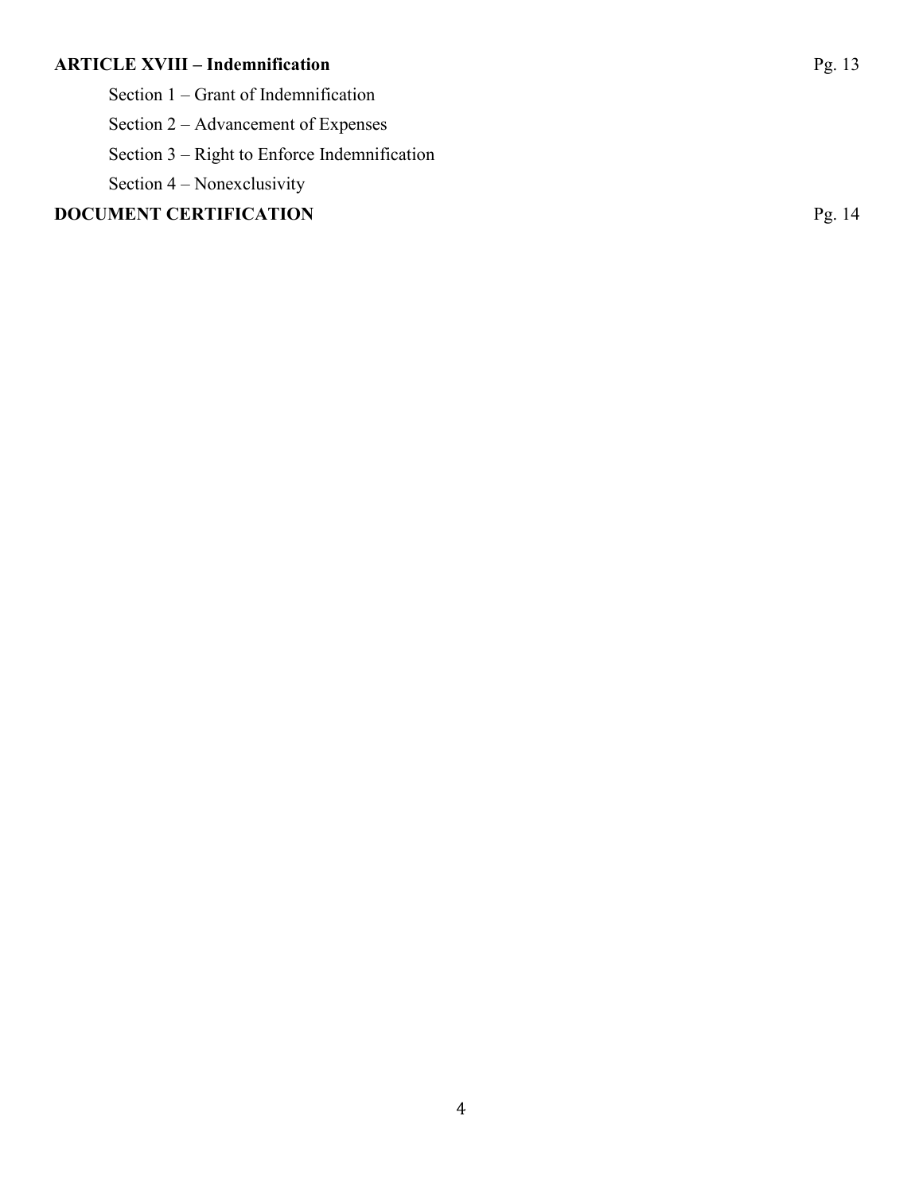**ARTICLE XVIII – Indemnification** Pg. 13

- Section 1 – Grant of Indemnification
- Section 2 – Advancement of Expenses
- Section 3 – Right to Enforce Indemnification
- Section 4 – Nonexclusivity

**DOCUMENT CERTIFICATION** Pg. 14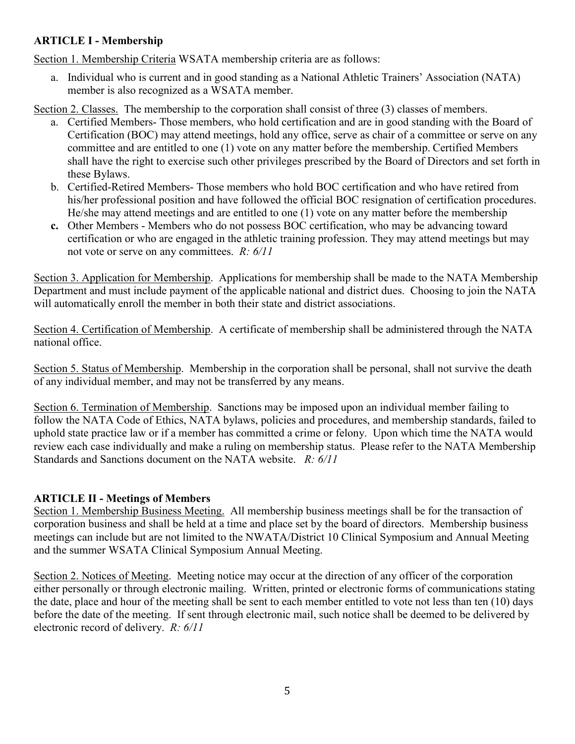**ARTICLE I - Membership**

Section 1. Membership Criteria WSATA membership criteria are as follows:

a. Individual who is current and in good standing as a National Athletic Trainers' Association (NATA) member is also recognized as a WSATA member.

Section 2. Classes. The membership to the corporation shall consist of three (3) classes of members.

a. Certified Members- Those members, who hold certification and are in good standing with the Board of Certification (BOC) may attend meetings, hold any office, serve as chair of a committee or serve on any committee and are entitled to one (1) vote on any matter before the membership. Certified Members shall have the right to exercise such other privileges prescribed by the Board of Directors and set forth in these Bylaws.
b. Certified-Retired Members- Those members who hold BOC certification and who have retired from his/her professional position and have followed the official BOC resignation of certification procedures. He/she may attend meetings and are entitled to one (1) vote on any matter before the membership
**c.** Other Members - Members who do not possess BOC certification, who may be advancing toward certification or who are engaged in the athletic training profession. They may attend meetings but may not vote or serve on any committees. *R: 6/11*

Section 3. Application for Membership. Applications for membership shall be made to the NATA Membership Department and must include payment of the applicable national and district dues. Choosing to join the NATA will automatically enroll the member in both their state and district associations.

Section 4. Certification of Membership. A certificate of membership shall be administered through the NATA national office.

Section 5. Status of Membership. Membership in the corporation shall be personal, shall not survive the death of any individual member, and may not be transferred by any means.

Section 6. Termination of Membership. Sanctions may be imposed upon an individual member failing to follow the NATA Code of Ethics, NATA bylaws, policies and procedures, and membership standards, failed to uphold state practice law or if a member has committed a crime or felony. Upon which time the NATA would review each case individually and make a ruling on membership status. Please refer to the NATA Membership Standards and Sanctions document on the NATA website. *R: 6/11*

**ARTICLE II - Meetings of Members**

Section 1. Membership Business Meeting. All membership business meetings shall be for the transaction of corporation business and shall be held at a time and place set by the board of directors. Membership business meetings can include but are not limited to the NWATA/District 10 Clinical Symposium and Annual Meeting and the summer WSATA Clinical Symposium Annual Meeting.

Section 2. Notices of Meeting. Meeting notice may occur at the direction of any officer of the corporation either personally or through electronic mailing. Written, printed or electronic forms of communications stating the date, place and hour of the meeting shall be sent to each member entitled to vote not less than ten (10) days before the date of the meeting. If sent through electronic mail, such notice shall be deemed to be delivered by electronic record of delivery. *R: 6/11*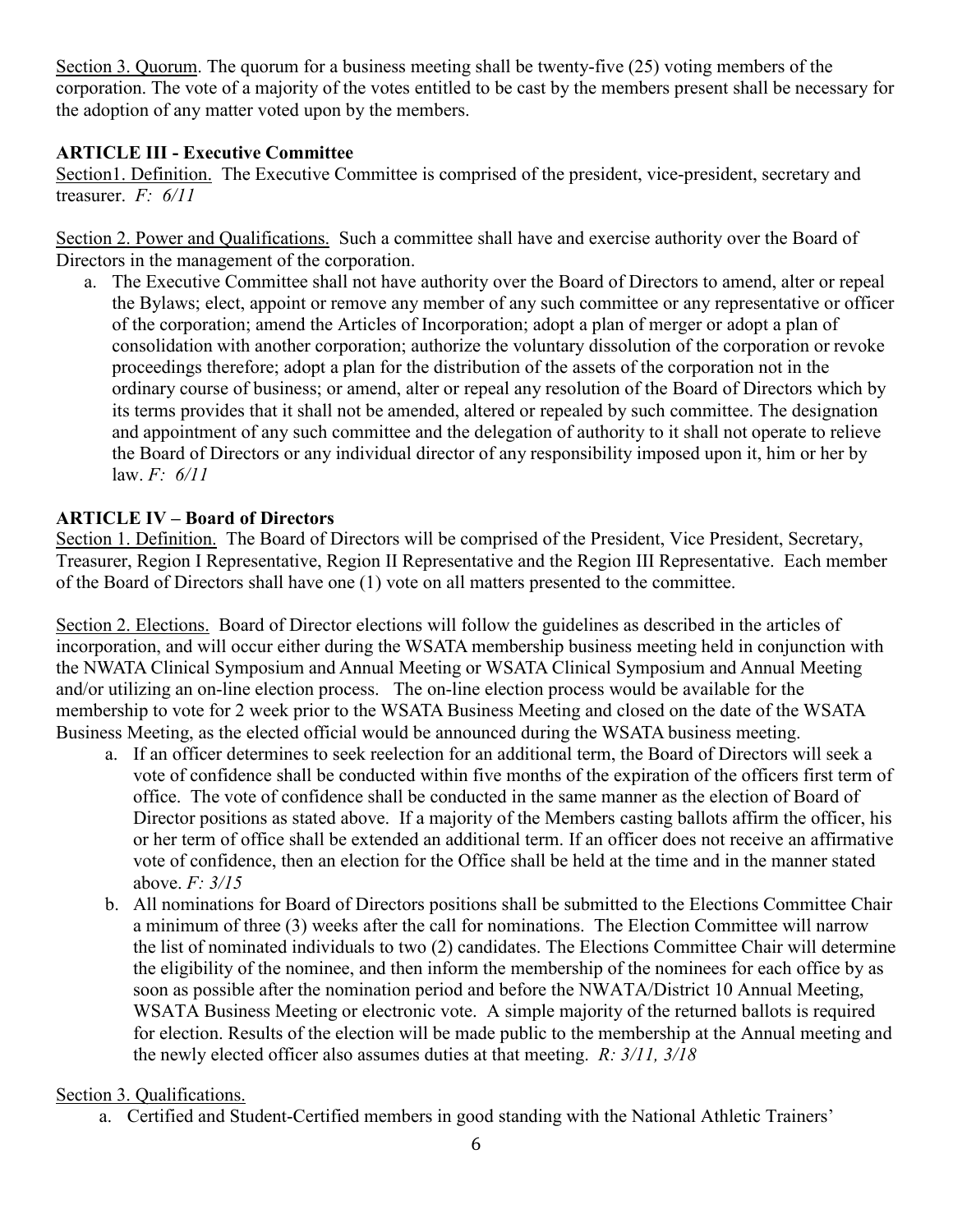<u>Section 3. Quorum</u>. The quorum for a business meeting shall be twenty-five (25) voting members of the corporation. The vote of a majority of the votes entitled to be cast by the members present shall be necessary for the adoption of any matter voted upon by the members.

### ARTICLE III - Executive Committee

<u>Section1. Definition.</u> The Executive Committee is comprised of the president, vice-president, secretary and treasurer. *F: 6/11*

<u>Section 2. Power and Qualifications.</u> Such a committee shall have and exercise authority over the Board of Directors in the management of the corporation.

a. The Executive Committee shall not have authority over the Board of Directors to amend, alter or repeal the Bylaws; elect, appoint or remove any member of any such committee or any representative or officer of the corporation; amend the Articles of Incorporation; adopt a plan of merger or adopt a plan of consolidation with another corporation; authorize the voluntary dissolution of the corporation or revoke proceedings therefore; adopt a plan for the distribution of the assets of the corporation not in the ordinary course of business; or amend, alter or repeal any resolution of the Board of Directors which by its terms provides that it shall not be amended, altered or repealed by such committee. The designation and appointment of any such committee and the delegation of authority to it shall not operate to relieve the Board of Directors or any individual director of any responsibility imposed upon it, him or her by law. *F: 6/11*

### ARTICLE IV – Board of Directors

<u>Section 1. Definition.</u> The Board of Directors will be comprised of the President, Vice President, Secretary, Treasurer, Region I Representative, Region II Representative and the Region III Representative. Each member of the Board of Directors shall have one (1) vote on all matters presented to the committee.

<u>Section 2. Elections.</u> Board of Director elections will follow the guidelines as described in the articles of incorporation, and will occur either during the WSATA membership business meeting held in conjunction with the NWATA Clinical Symposium and Annual Meeting or WSATA Clinical Symposium and Annual Meeting and/or utilizing an on-line election process. The on-line election process would be available for the membership to vote for 2 week prior to the WSATA Business Meeting and closed on the date of the WSATA Business Meeting, as the elected official would be announced during the WSATA business meeting.

a. If an officer determines to seek reelection for an additional term, the Board of Directors will seek a vote of confidence shall be conducted within five months of the expiration of the officers first term of office. The vote of confidence shall be conducted in the same manner as the election of Board of Director positions as stated above. If a majority of the Members casting ballots affirm the officer, his or her term of office shall be extended an additional term. If an officer does not receive an affirmative vote of confidence, then an election for the Office shall be held at the time and in the manner stated above. *F: 3/15*

b. All nominations for Board of Directors positions shall be submitted to the Elections Committee Chair a minimum of three (3) weeks after the call for nominations. The Election Committee will narrow the list of nominated individuals to two (2) candidates. The Elections Committee Chair will determine the eligibility of the nominee, and then inform the membership of the nominees for each office by as soon as possible after the nomination period and before the NWATA/District 10 Annual Meeting, WSATA Business Meeting or electronic vote. A simple majority of the returned ballots is required for election. Results of the election will be made public to the membership at the Annual meeting and the newly elected officer also assumes duties at that meeting. *R: 3/11, 3/18*

<u>Section 3. Qualifications.</u>

a. Certified and Student-Certified members in good standing with the National Athletic Trainers'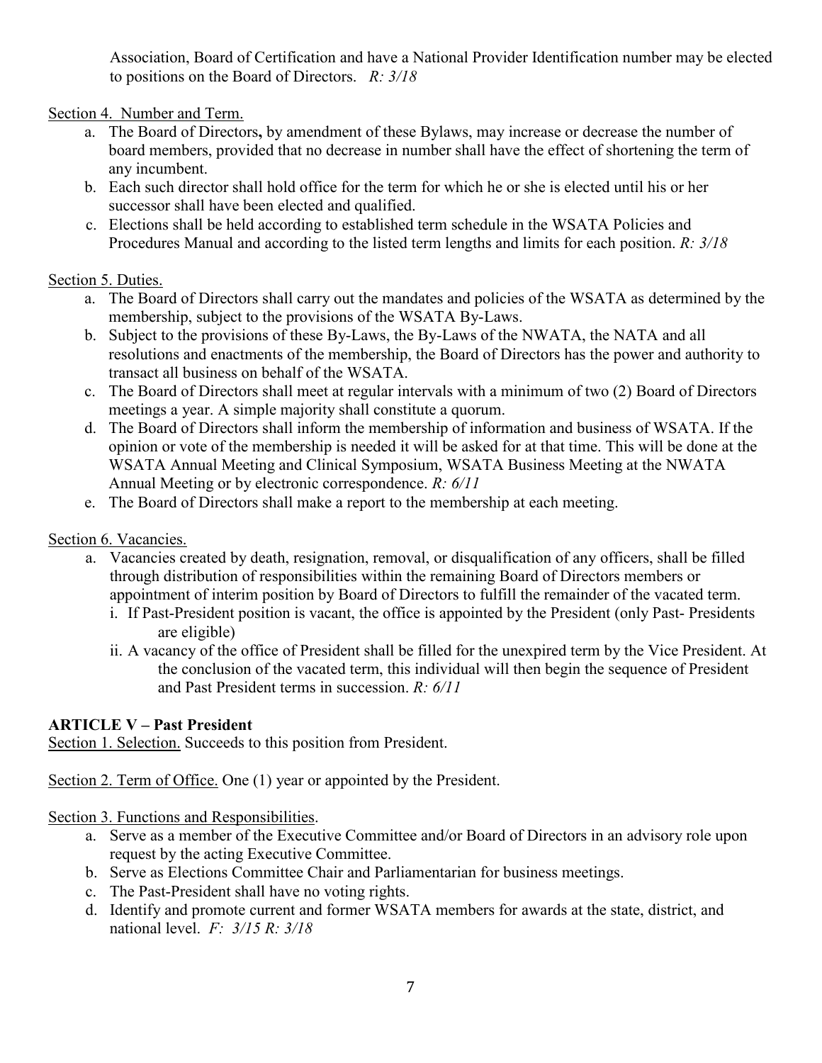Association, Board of Certification and have a National Provider Identification number may be elected to positions on the Board of Directors. *R: 3/18*

Section 4. Number and Term.

a. The Board of Directors**,** by amendment of these Bylaws, may increase or decrease the number of board members, provided that no decrease in number shall have the effect of shortening the term of any incumbent.
b. Each such director shall hold office for the term for which he or she is elected until his or her successor shall have been elected and qualified.
c. Elections shall be held according to established term schedule in the WSATA Policies and Procedures Manual and according to the listed term lengths and limits for each position. *R: 3/18*

Section 5. Duties.

a. The Board of Directors shall carry out the mandates and policies of the WSATA as determined by the membership, subject to the provisions of the WSATA By-Laws.
b. Subject to the provisions of these By-Laws, the By-Laws of the NWATA, the NATA and all resolutions and enactments of the membership, the Board of Directors has the power and authority to transact all business on behalf of the WSATA.
c. The Board of Directors shall meet at regular intervals with a minimum of two (2) Board of Directors meetings a year. A simple majority shall constitute a quorum.
d. The Board of Directors shall inform the membership of information and business of WSATA. If the opinion or vote of the membership is needed it will be asked for at that time. This will be done at the WSATA Annual Meeting and Clinical Symposium, WSATA Business Meeting at the NWATA Annual Meeting or by electronic correspondence. *R: 6/11*
e. The Board of Directors shall make a report to the membership at each meeting.

Section 6. Vacancies.

a. Vacancies created by death, resignation, removal, or disqualification of any officers, shall be filled through distribution of responsibilities within the remaining Board of Directors members or appointment of interim position by Board of Directors to fulfill the remainder of the vacated term.
   i. If Past-President position is vacant, the office is appointed by the President (only Past- Presidents are eligible)
   ii. A vacancy of the office of President shall be filled for the unexpired term by the Vice President. At the conclusion of the vacated term, this individual will then begin the sequence of President and Past President terms in succession. *R: 6/11*

**ARTICLE V – Past President**

Section 1. Selection. Succeeds to this position from President.

Section 2. Term of Office. One (1) year or appointed by the President.

Section 3. Functions and Responsibilities.

a. Serve as a member of the Executive Committee and/or Board of Directors in an advisory role upon request by the acting Executive Committee.
b. Serve as Elections Committee Chair and Parliamentarian for business meetings.
c. The Past-President shall have no voting rights.
d. Identify and promote current and former WSATA members for awards at the state, district, and national level. *F: 3/15 R: 3/18*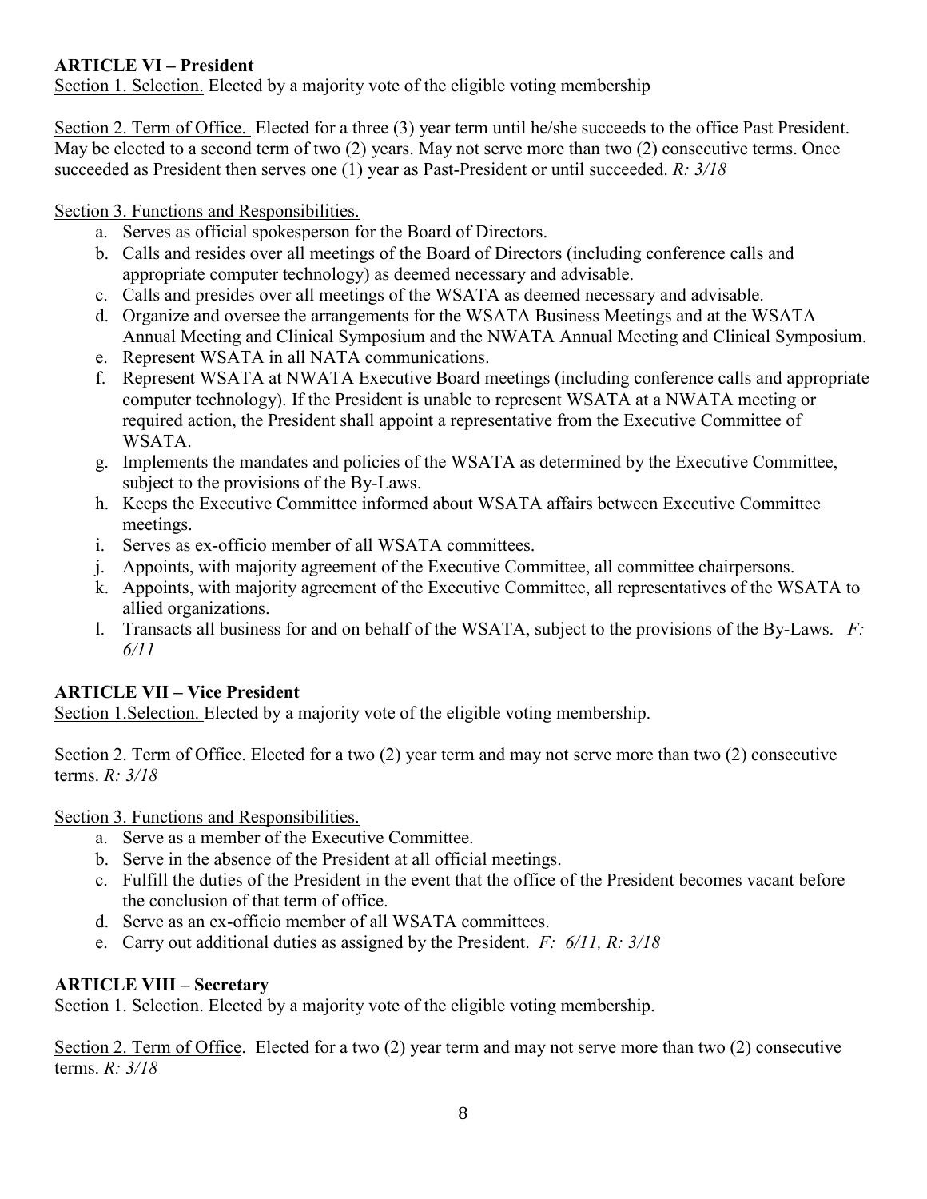**ARTICLE VI – President**

Section 1. Selection. Elected by a majority vote of the eligible voting membership

Section 2. Term of Office. -Elected for a three (3) year term until he/she succeeds to the office Past President. May be elected to a second term of two (2) years. May not serve more than two (2) consecutive terms. Once succeeded as President then serves one (1) year as Past-President or until succeeded. *R: 3/18*

Section 3. Functions and Responsibilities.

a. Serves as official spokesperson for the Board of Directors.
b. Calls and resides over all meetings of the Board of Directors (including conference calls and appropriate computer technology) as deemed necessary and advisable.
c. Calls and presides over all meetings of the WSATA as deemed necessary and advisable.
d. Organize and oversee the arrangements for the WSATA Business Meetings and at the WSATA Annual Meeting and Clinical Symposium and the NWATA Annual Meeting and Clinical Symposium.
e. Represent WSATA in all NATA communications.
f. Represent WSATA at NWATA Executive Board meetings (including conference calls and appropriate computer technology). If the President is unable to represent WSATA at a NWATA meeting or required action, the President shall appoint a representative from the Executive Committee of WSATA.
g. Implements the mandates and policies of the WSATA as determined by the Executive Committee, subject to the provisions of the By-Laws.
h. Keeps the Executive Committee informed about WSATA affairs between Executive Committee meetings.
i. Serves as ex-officio member of all WSATA committees.
j. Appoints, with majority agreement of the Executive Committee, all committee chairpersons.
k. Appoints, with majority agreement of the Executive Committee, all representatives of the WSATA to allied organizations.
l. Transacts all business for and on behalf of the WSATA, subject to the provisions of the By-Laws. *F: 6/11*

**ARTICLE VII – Vice President**

Section 1.Selection. Elected by a majority vote of the eligible voting membership.

Section 2. Term of Office. Elected for a two (2) year term and may not serve more than two (2) consecutive terms. *R: 3/18*

Section 3. Functions and Responsibilities.

a. Serve as a member of the Executive Committee.
b. Serve in the absence of the President at all official meetings.
c. Fulfill the duties of the President in the event that the office of the President becomes vacant before the conclusion of that term of office.
d. Serve as an ex-officio member of all WSATA committees.
e. Carry out additional duties as assigned by the President. *F: 6/11, R: 3/18*

**ARTICLE VIII – Secretary**

Section 1. Selection. Elected by a majority vote of the eligible voting membership.

Section 2. Term of Office. Elected for a two (2) year term and may not serve more than two (2) consecutive terms. *R: 3/18*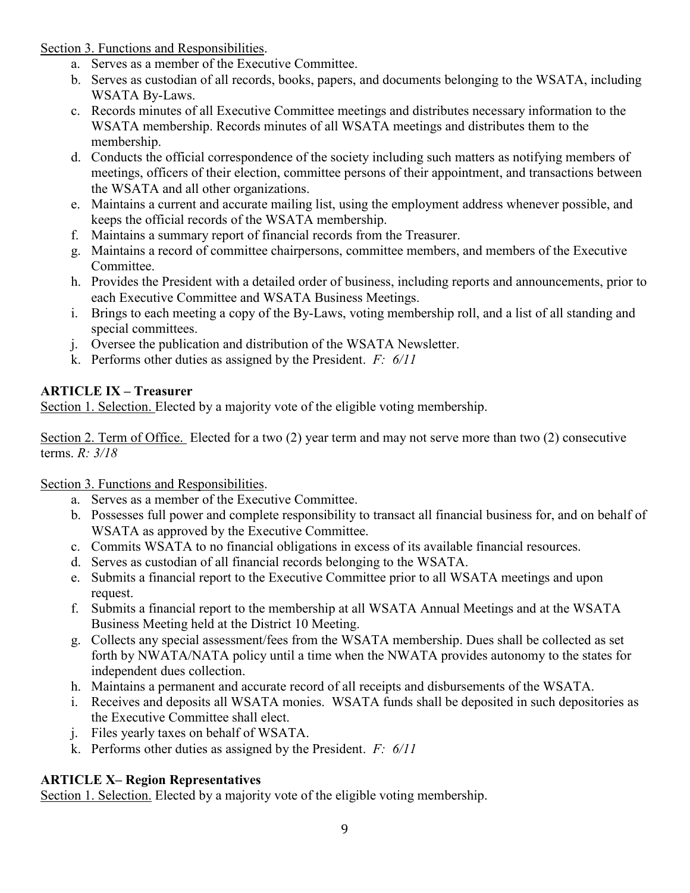<u>Section 3. Functions and Responsibilities</u>.

a. Serves as a member of the Executive Committee.
b. Serves as custodian of all records, books, papers, and documents belonging to the WSATA, including WSATA By-Laws.
c. Records minutes of all Executive Committee meetings and distributes necessary information to the WSATA membership. Records minutes of all WSATA meetings and distributes them to the membership.
d. Conducts the official correspondence of the society including such matters as notifying members of meetings, officers of their election, committee persons of their appointment, and transactions between the WSATA and all other organizations.
e. Maintains a current and accurate mailing list, using the employment address whenever possible, and keeps the official records of the WSATA membership.
f. Maintains a summary report of financial records from the Treasurer.
g. Maintains a record of committee chairpersons, committee members, and members of the Executive Committee.
h. Provides the President with a detailed order of business, including reports and announcements, prior to each Executive Committee and WSATA Business Meetings.
i. Brings to each meeting a copy of the By-Laws, voting membership roll, and a list of all standing and special committees.
j. Oversee the publication and distribution of the WSATA Newsletter.
k. Performs other duties as assigned by the President. *F: 6/11*

## ARTICLE IX – Treasurer

<u>Section 1. Selection.</u> Elected by a majority vote of the eligible voting membership.

<u>Section 2. Term of Office.</u> Elected for a two (2) year term and may not serve more than two (2) consecutive terms. *R: 3/18*

<u>Section 3. Functions and Responsibilities</u>.

a. Serves as a member of the Executive Committee.
b. Possesses full power and complete responsibility to transact all financial business for, and on behalf of WSATA as approved by the Executive Committee.
c. Commits WSATA to no financial obligations in excess of its available financial resources.
d. Serves as custodian of all financial records belonging to the WSATA.
e. Submits a financial report to the Executive Committee prior to all WSATA meetings and upon request.
f. Submits a financial report to the membership at all WSATA Annual Meetings and at the WSATA Business Meeting held at the District 10 Meeting.
g. Collects any special assessment/fees from the WSATA membership. Dues shall be collected as set forth by NWATA/NATA policy until a time when the NWATA provides autonomy to the states for independent dues collection.
h. Maintains a permanent and accurate record of all receipts and disbursements of the WSATA.
i. Receives and deposits all WSATA monies. WSATA funds shall be deposited in such depositories as the Executive Committee shall elect.
j. Files yearly taxes on behalf of WSATA.
k. Performs other duties as assigned by the President. *F: 6/11*

## ARTICLE X– Region Representatives

<u>Section 1. Selection.</u> Elected by a majority vote of the eligible voting membership.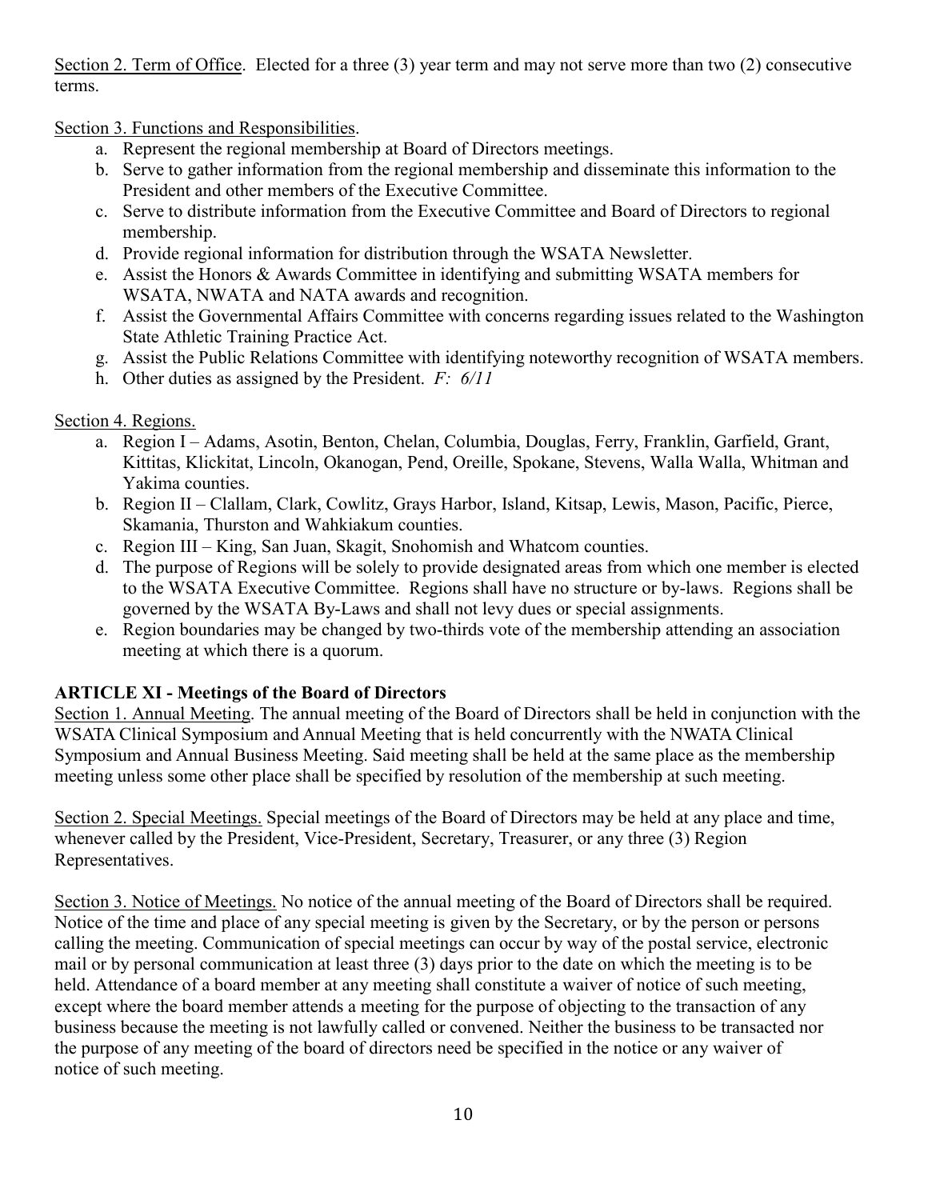Section 2. Term of Office. Elected for a three (3) year term and may not serve more than two (2) consecutive terms.

Section 3. Functions and Responsibilities.

a. Represent the regional membership at Board of Directors meetings.
b. Serve to gather information from the regional membership and disseminate this information to the President and other members of the Executive Committee.
c. Serve to distribute information from the Executive Committee and Board of Directors to regional membership.
d. Provide regional information for distribution through the WSATA Newsletter.
e. Assist the Honors & Awards Committee in identifying and submitting WSATA members for WSATA, NWATA and NATA awards and recognition.
f. Assist the Governmental Affairs Committee with concerns regarding issues related to the Washington State Athletic Training Practice Act.
g. Assist the Public Relations Committee with identifying noteworthy recognition of WSATA members.
h. Other duties as assigned by the President. *F: 6/11*

Section 4. Regions.

a. Region I – Adams, Asotin, Benton, Chelan, Columbia, Douglas, Ferry, Franklin, Garfield, Grant, Kittitas, Klickitat, Lincoln, Okanogan, Pend, Oreille, Spokane, Stevens, Walla Walla, Whitman and Yakima counties.
b. Region II – Clallam, Clark, Cowlitz, Grays Harbor, Island, Kitsap, Lewis, Mason, Pacific, Pierce, Skamania, Thurston and Wahkiakum counties.
c. Region III – King, San Juan, Skagit, Snohomish and Whatcom counties.
d. The purpose of Regions will be solely to provide designated areas from which one member is elected to the WSATA Executive Committee. Regions shall have no structure or by-laws. Regions shall be governed by the WSATA By-Laws and shall not levy dues or special assignments.
e. Region boundaries may be changed by two-thirds vote of the membership attending an association meeting at which there is a quorum.

## ARTICLE XI - Meetings of the Board of Directors

Section 1. Annual Meeting. The annual meeting of the Board of Directors shall be held in conjunction with the WSATA Clinical Symposium and Annual Meeting that is held concurrently with the NWATA Clinical Symposium and Annual Business Meeting. Said meeting shall be held at the same place as the membership meeting unless some other place shall be specified by resolution of the membership at such meeting.

Section 2. Special Meetings. Special meetings of the Board of Directors may be held at any place and time, whenever called by the President, Vice-President, Secretary, Treasurer, or any three (3) Region Representatives.

Section 3. Notice of Meetings. No notice of the annual meeting of the Board of Directors shall be required. Notice of the time and place of any special meeting is given by the Secretary, or by the person or persons calling the meeting. Communication of special meetings can occur by way of the postal service, electronic mail or by personal communication at least three (3) days prior to the date on which the meeting is to be held. Attendance of a board member at any meeting shall constitute a waiver of notice of such meeting, except where the board member attends a meeting for the purpose of objecting to the transaction of any business because the meeting is not lawfully called or convened. Neither the business to be transacted nor the purpose of any meeting of the board of directors need be specified in the notice or any waiver of notice of such meeting.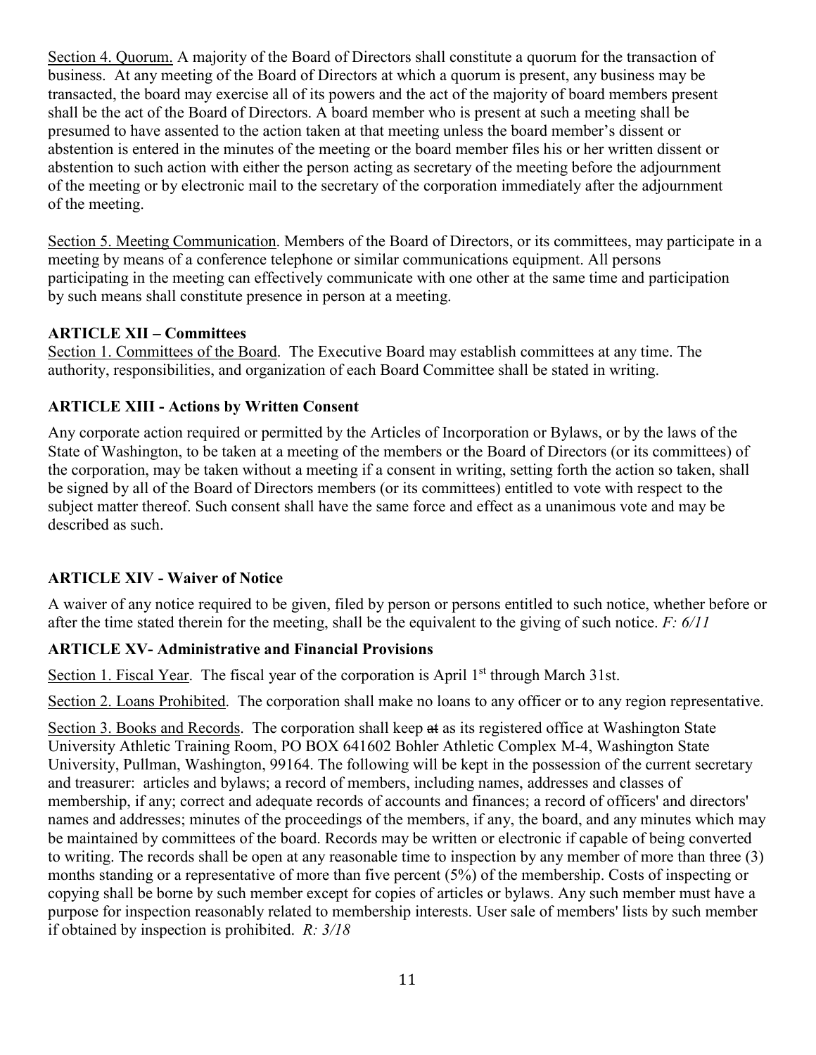Section 4. Quorum. A majority of the Board of Directors shall constitute a quorum for the transaction of business. At any meeting of the Board of Directors at which a quorum is present, any business may be transacted, the board may exercise all of its powers and the act of the majority of board members present shall be the act of the Board of Directors. A board member who is present at such a meeting shall be presumed to have assented to the action taken at that meeting unless the board member's dissent or abstention is entered in the minutes of the meeting or the board member files his or her written dissent or abstention to such action with either the person acting as secretary of the meeting before the adjournment of the meeting or by electronic mail to the secretary of the corporation immediately after the adjournment of the meeting.

Section 5. Meeting Communication. Members of the Board of Directors, or its committees, may participate in a meeting by means of a conference telephone or similar communications equipment. All persons participating in the meeting can effectively communicate with one other at the same time and participation by such means shall constitute presence in person at a meeting.

**ARTICLE XII – Committees**

Section 1. Committees of the Board. The Executive Board may establish committees at any time. The authority, responsibilities, and organization of each Board Committee shall be stated in writing.

**ARTICLE XIII - Actions by Written Consent**

Any corporate action required or permitted by the Articles of Incorporation or Bylaws, or by the laws of the State of Washington, to be taken at a meeting of the members or the Board of Directors (or its committees) of the corporation, may be taken without a meeting if a consent in writing, setting forth the action so taken, shall be signed by all of the Board of Directors members (or its committees) entitled to vote with respect to the subject matter thereof. Such consent shall have the same force and effect as a unanimous vote and may be described as such.

**ARTICLE XIV - Waiver of Notice**

A waiver of any notice required to be given, filed by person or persons entitled to such notice, whether before or after the time stated therein for the meeting, shall be the equivalent to the giving of such notice. *F: 6/11*

**ARTICLE XV- Administrative and Financial Provisions**

Section 1. Fiscal Year. The fiscal year of the corporation is April 1st through March 31st.

Section 2. Loans Prohibited. The corporation shall make no loans to any officer or to any region representative.

Section 3. Books and Records. The corporation shall keep ~~at~~ as its registered office at Washington State University Athletic Training Room, PO BOX 641602 Bohler Athletic Complex M-4, Washington State University, Pullman, Washington, 99164. The following will be kept in the possession of the current secretary and treasurer: articles and bylaws; a record of members, including names, addresses and classes of membership, if any; correct and adequate records of accounts and finances; a record of officers' and directors' names and addresses; minutes of the proceedings of the members, if any, the board, and any minutes which may be maintained by committees of the board. Records may be written or electronic if capable of being converted to writing. The records shall be open at any reasonable time to inspection by any member of more than three (3) months standing or a representative of more than five percent (5%) of the membership. Costs of inspecting or copying shall be borne by such member except for copies of articles or bylaws. Any such member must have a purpose for inspection reasonably related to membership interests. User sale of members' lists by such member if obtained by inspection is prohibited. *R: 3/18*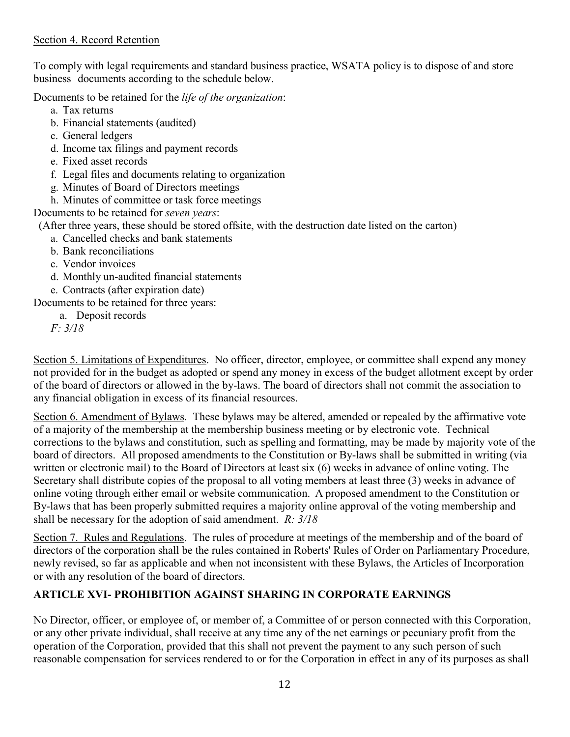Section 4. Record Retention

To comply with legal requirements and standard business practice, WSATA policy is to dispose of and store business documents according to the schedule below.

Documents to be retained for the *life of the organization*:

a. Tax returns
b. Financial statements (audited)
c. General ledgers
d. Income tax filings and payment records
e. Fixed asset records
f. Legal files and documents relating to organization
g. Minutes of Board of Directors meetings
h. Minutes of committee or task force meetings

Documents to be retained for *seven years*:

(After three years, these should be stored offsite, with the destruction date listed on the carton)

a. Cancelled checks and bank statements
b. Bank reconciliations
c. Vendor invoices
d. Monthly un-audited financial statements
e. Contracts (after expiration date)

Documents to be retained for three years:

a. Deposit records

*F: 3/18*

Section 5. Limitations of Expenditures. No officer, director, employee, or committee shall expend any money not provided for in the budget as adopted or spend any money in excess of the budget allotment except by order of the board of directors or allowed in the by-laws. The board of directors shall not commit the association to any financial obligation in excess of its financial resources.

Section 6. Amendment of Bylaws. These bylaws may be altered, amended or repealed by the affirmative vote of a majority of the membership at the membership business meeting or by electronic vote. Technical corrections to the bylaws and constitution, such as spelling and formatting, may be made by majority vote of the board of directors. All proposed amendments to the Constitution or By-laws shall be submitted in writing (via written or electronic mail) to the Board of Directors at least six (6) weeks in advance of online voting. The Secretary shall distribute copies of the proposal to all voting members at least three (3) weeks in advance of online voting through either email or website communication. A proposed amendment to the Constitution or By-laws that has been properly submitted requires a majority online approval of the voting membership and shall be necessary for the adoption of said amendment. *R: 3/18*

Section 7. Rules and Regulations. The rules of procedure at meetings of the membership and of the board of directors of the corporation shall be the rules contained in Roberts' Rules of Order on Parliamentary Procedure, newly revised, so far as applicable and when not inconsistent with these Bylaws, the Articles of Incorporation or with any resolution of the board of directors.

## ARTICLE XVI- PROHIBITION AGAINST SHARING IN CORPORATE EARNINGS

No Director, officer, or employee of, or member of, a Committee of or person connected with this Corporation, or any other private individual, shall receive at any time any of the net earnings or pecuniary profit from the operation of the Corporation, provided that this shall not prevent the payment to any such person of such reasonable compensation for services rendered to or for the Corporation in effect in any of its purposes as shall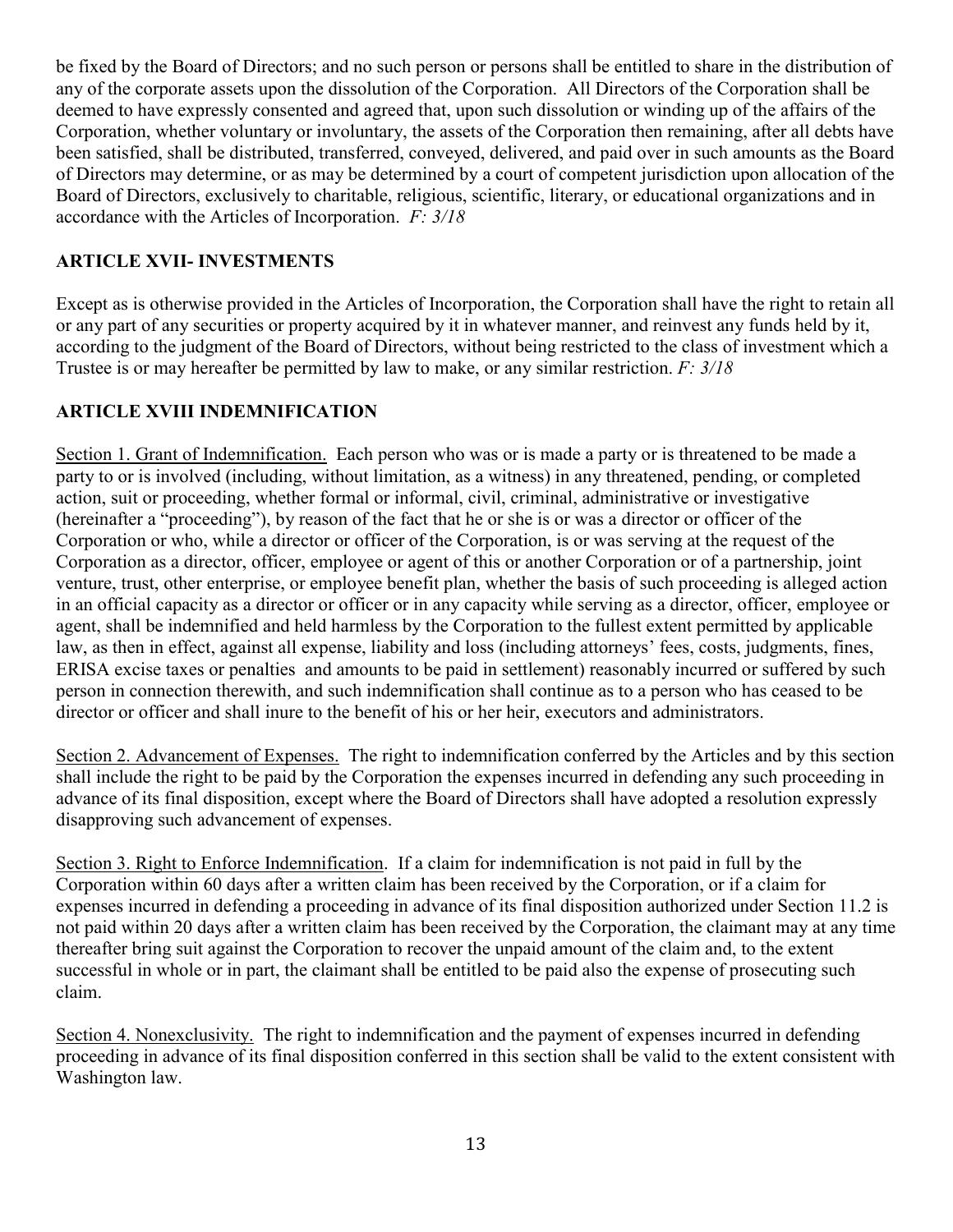be fixed by the Board of Directors; and no such person or persons shall be entitled to share in the distribution of any of the corporate assets upon the dissolution of the Corporation. All Directors of the Corporation shall be deemed to have expressly consented and agreed that, upon such dissolution or winding up of the affairs of the Corporation, whether voluntary or involuntary, the assets of the Corporation then remaining, after all debts have been satisfied, shall be distributed, transferred, conveyed, delivered, and paid over in such amounts as the Board of Directors may determine, or as may be determined by a court of competent jurisdiction upon allocation of the Board of Directors, exclusively to charitable, religious, scientific, literary, or educational organizations and in accordance with the Articles of Incorporation. *F: 3/18*

## ARTICLE XVII- INVESTMENTS

Except as is otherwise provided in the Articles of Incorporation, the Corporation shall have the right to retain all or any part of any securities or property acquired by it in whatever manner, and reinvest any funds held by it, according to the judgment of the Board of Directors, without being restricted to the class of investment which a Trustee is or may hereafter be permitted by law to make, or any similar restriction. *F: 3/18*

## ARTICLE XVIII INDEMNIFICATION

Section 1. Grant of Indemnification. Each person who was or is made a party or is threatened to be made a party to or is involved (including, without limitation, as a witness) in any threatened, pending, or completed action, suit or proceeding, whether formal or informal, civil, criminal, administrative or investigative (hereinafter a "proceeding"), by reason of the fact that he or she is or was a director or officer of the Corporation or who, while a director or officer of the Corporation, is or was serving at the request of the Corporation as a director, officer, employee or agent of this or another Corporation or of a partnership, joint venture, trust, other enterprise, or employee benefit plan, whether the basis of such proceeding is alleged action in an official capacity as a director or officer or in any capacity while serving as a director, officer, employee or agent, shall be indemnified and held harmless by the Corporation to the fullest extent permitted by applicable law, as then in effect, against all expense, liability and loss (including attorneys' fees, costs, judgments, fines, ERISA excise taxes or penalties and amounts to be paid in settlement) reasonably incurred or suffered by such person in connection therewith, and such indemnification shall continue as to a person who has ceased to be director or officer and shall inure to the benefit of his or her heir, executors and administrators.

Section 2. Advancement of Expenses. The right to indemnification conferred by the Articles and by this section shall include the right to be paid by the Corporation the expenses incurred in defending any such proceeding in advance of its final disposition, except where the Board of Directors shall have adopted a resolution expressly disapproving such advancement of expenses.

Section 3. Right to Enforce Indemnification. If a claim for indemnification is not paid in full by the Corporation within 60 days after a written claim has been received by the Corporation, or if a claim for expenses incurred in defending a proceeding in advance of its final disposition authorized under Section 11.2 is not paid within 20 days after a written claim has been received by the Corporation, the claimant may at any time thereafter bring suit against the Corporation to recover the unpaid amount of the claim and, to the extent successful in whole or in part, the claimant shall be entitled to be paid also the expense of prosecuting such claim.

Section 4. Nonexclusivity. The right to indemnification and the payment of expenses incurred in defending proceeding in advance of its final disposition conferred in this section shall be valid to the extent consistent with Washington law.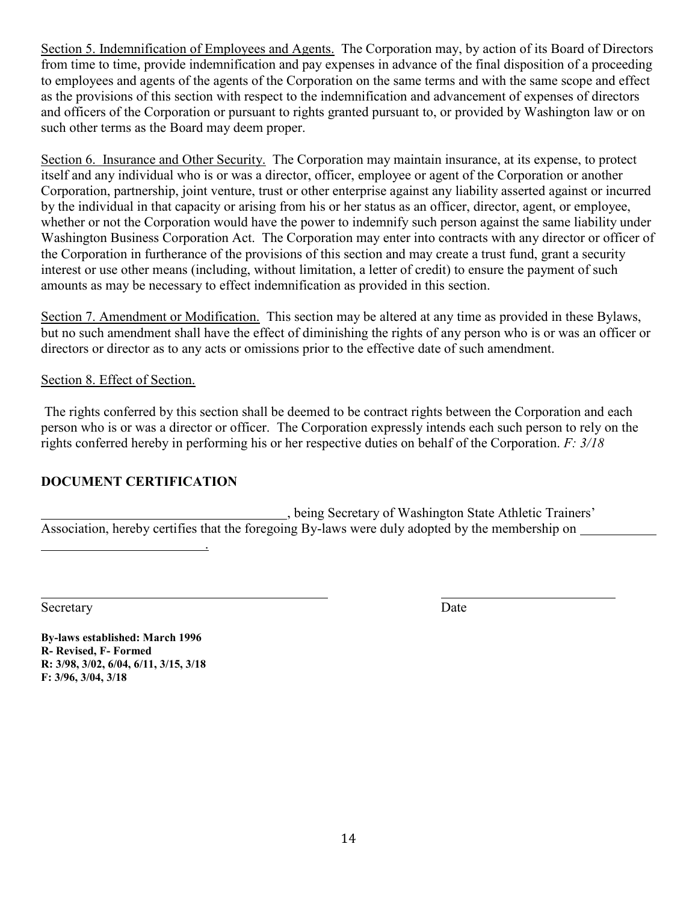Section 5. Indemnification of Employees and Agents. The Corporation may, by action of its Board of Directors from time to time, provide indemnification and pay expenses in advance of the final disposition of a proceeding to employees and agents of the agents of the Corporation on the same terms and with the same scope and effect as the provisions of this section with respect to the indemnification and advancement of expenses of directors and officers of the Corporation or pursuant to rights granted pursuant to, or provided by Washington law or on such other terms as the Board may deem proper.

Section 6. Insurance and Other Security. The Corporation may maintain insurance, at its expense, to protect itself and any individual who is or was a director, officer, employee or agent of the Corporation or another Corporation, partnership, joint venture, trust or other enterprise against any liability asserted against or incurred by the individual in that capacity or arising from his or her status as an officer, director, agent, or employee, whether or not the Corporation would have the power to indemnify such person against the same liability under Washington Business Corporation Act. The Corporation may enter into contracts with any director or officer of the Corporation in furtherance of the provisions of this section and may create a trust fund, grant a security interest or use other means (including, without limitation, a letter of credit) to ensure the payment of such amounts as may be necessary to effect indemnification as provided in this section.

Section 7. Amendment or Modification. This section may be altered at any time as provided in these Bylaws, but no such amendment shall have the effect of diminishing the rights of any person who is or was an officer or directors or director as to any acts or omissions prior to the effective date of such amendment.

Section 8. Effect of Section.

The rights conferred by this section shall be deemed to be contract rights between the Corporation and each person who is or was a director or officer. The Corporation expressly intends each such person to rely on the rights conferred hereby in performing his or her respective duties on behalf of the Corporation. *F: 3/18*

**DOCUMENT CERTIFICATION**

____________________________________, being Secretary of Washington State Athletic Trainers' Association, hereby certifies that the foregoing By-laws were duly adopted by the membership on ____________ ________________________.

Secretary ____________________________________ Date ________________________

**By-laws established: March 1996**
**R- Revised, F- Formed**
**R: 3/98, 3/02, 6/04, 6/11, 3/15, 3/18**
**F: 3/96, 3/04, 3/18**